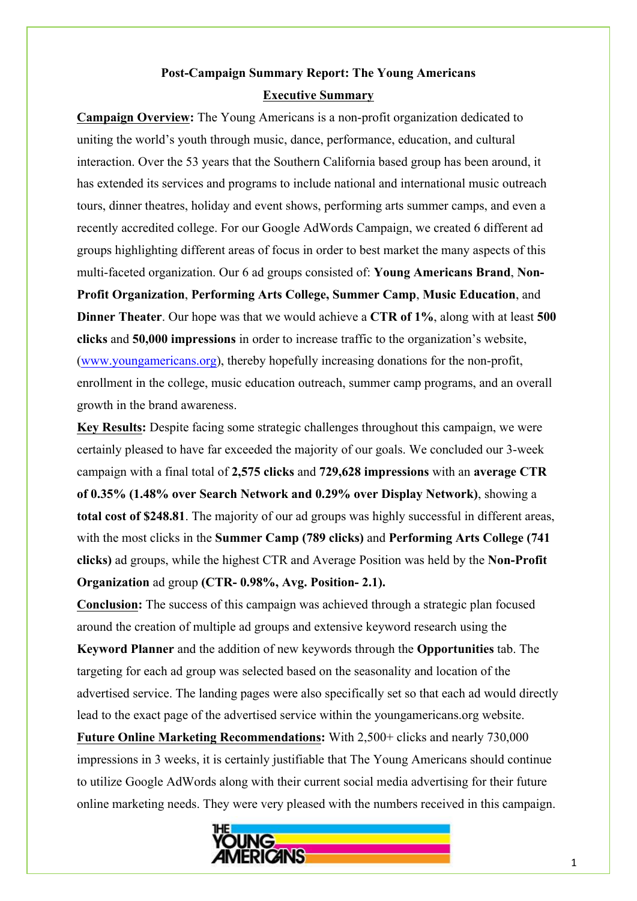# Post-Campaign Summary Report: The Young Americans

## Executive Summary

**Campaign Overview:** The Young Americans is a non-profit organization dedicated to uniting the world's youth through music, dance, performance, education, and cultural interaction. Over the 53 years that the Southern California based group has been around, it has extended its services and programs to include national and international music outreach tours, dinner theatres, holiday and event shows, performing arts summer camps, and even a recently accredited college. For our Google AdWords Campaign, we created 6 different ad groups highlighting different areas of focus in order to best market the many aspects of this multi-faceted organization. Our 6 ad groups consisted of: **Young Americans Brand**, **Non-Profit Organization**, **Performing Arts College, Summer Camp**, **Music Education**, and **Dinner Theater**. Our hope was that we would achieve a **CTR of 1%**, along with at least **500 clicks** and **50,000 impressions** in order to increase traffic to the organization's website, (www.youngamericans.org), thereby hopefully increasing donations for the non-profit, enrollment in the college, music education outreach, summer camp programs, and an overall growth in the brand awareness.

**Key Results:** Despite facing some strategic challenges throughout this campaign, we were certainly pleased to have far exceeded the majority of our goals. We concluded our 3-week campaign with a final total of **2,575 clicks** and **729,628 impressions** with an **average CTR of 0.35% (1.48% over Search Network and 0.29% over Display Network)**, showing a **total cost of $248.81**. The majority of our ad groups was highly successful in different areas, with the most clicks in the **Summer Camp (789 clicks)** and **Performing Arts College (741 clicks)** ad groups, while the highest CTR and Average Position was held by the **Non-Profit Organization** ad group **(CTR- 0.98%, Avg. Position- 2.1).**

**Conclusion:** The success of this campaign was achieved through a strategic plan focused around the creation of multiple ad groups and extensive keyword research using the **Keyword Planner** and the addition of new keywords through the **Opportunities** tab. The targeting for each ad group was selected based on the seasonality and location of the advertised service. The landing pages were also specifically set so that each ad would directly lead to the exact page of the advertised service within the youngamericans.org website.

**Future Online Marketing Recommendations:** With 2,500+ clicks and nearly 730,000 impressions in 3 weeks, it is certainly justifiable that The Young Americans should continue to utilize Google AdWords along with their current social media advertising for their future online marketing needs. They were very pleased with the numbers received in this campaign.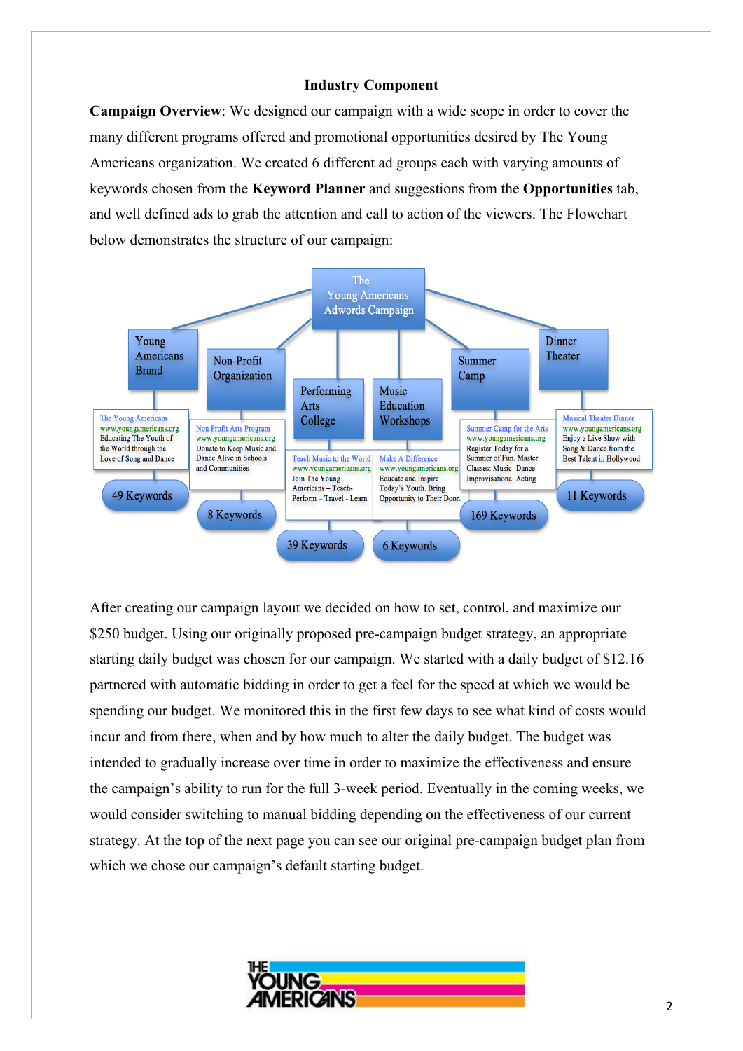## Industry Component

**Campaign Overview**: We designed our campaign with a wide scope in order to cover the many different programs offered and promotional opportunities desired by The Young Americans organization. We created 6 different ad groups each with varying amounts of keywords chosen from the **Keyword Planner** and suggestions from the **Opportunities** tab, and well defined ads to grab the attention and call to action of the viewers. The Flowchart below demonstrates the structure of our campaign:

The Young Americans Adwords Campaign

| Ad Group | Ad | Keywords |
|---|---|---|
| Young Americans Brand | The Young Americans<br>www.youngamericans.org<br>Educating The Youth of the World through the Love of Song and Dance | 49 Keywords |
| Non-Profit Organization | Non Profit Arts Program<br>www.youngamericans.org<br>Donate to Keep Music and Dance Alive in Schools and Communities | 8 Keywords |
| Performing Arts College | Teach Music to the World<br>www.youngamericans.org<br>Join The Young Americans – Teach-Perform – Travel - Learn | 39 Keywords |
| Music Education Workshops | Make A Difference<br>www.youngamericans.org<br>Educate and Inspire Today's Youth. Bring Opportunity to Their Door. | 6 Keywords |
| Summer Camp | Summer Camp for the Arts<br>www.youngamericans.org<br>Register Today for a Summer of Fun. Master Classes: Music- Dance-Improvisational Acting | 169 Keywords |
| Dinner Theater | Musical Theater Dinner<br>www.youngamericans.org<br>Enjoy a Live Show with Song & Dance from the Best Talent in Hollywood | 11 Keywords |

After creating our campaign layout we decided on how to set, control, and maximize our $250 budget. Using our originally proposed pre-campaign budget strategy, an appropriate starting daily budget was chosen for our campaign. We started with a daily budget of $12.16 partnered with automatic bidding in order to get a feel for the speed at which we would be spending our budget. We monitored this in the first few days to see what kind of costs would incur and from there, when and by how much to alter the daily budget. The budget was intended to gradually increase over time in order to maximize the effectiveness and ensure the campaign's ability to run for the full 3-week period. Eventually in the coming weeks, we would consider switching to manual bidding depending on the effectiveness of our current strategy. At the top of the next page you can see our original pre-campaign budget plan from which we chose our campaign's default starting budget.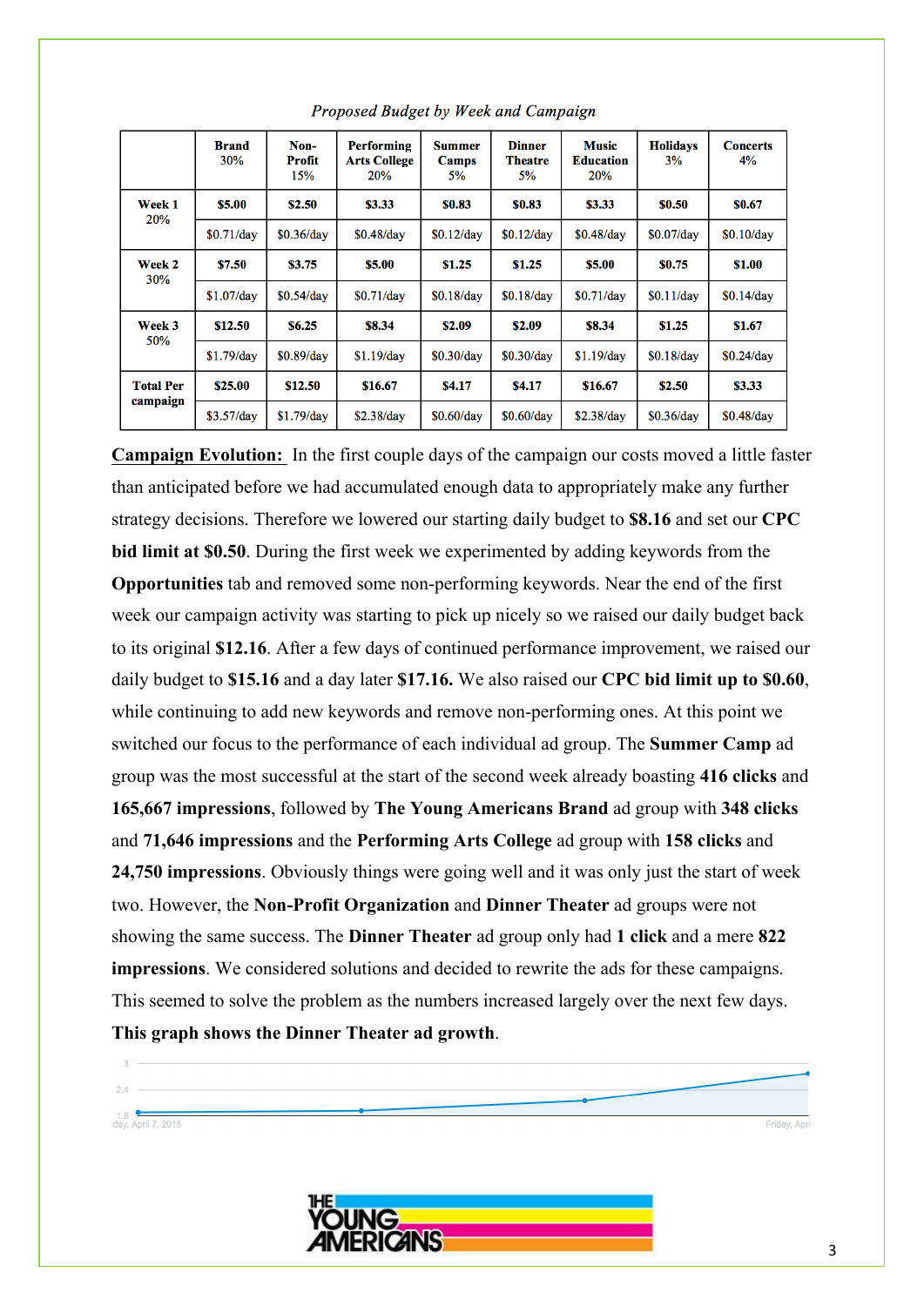*Proposed Budget by Week and Campaign*

| | Brand 30% | Non-Profit 15% | Performing Arts College 20% | Summer Camps 5% | Dinner Theatre 5% | Music Education 20% | Holidays 3% | Concerts 4% |
|---|---|---|---|---|---|---|---|---|
| Week 1 20% | **$5.00** | **$2.50** | **$3.33** | **$0.83** | **$0.83** | **$3.33** | **$0.50** | **$0.67** |
| | $0.71/day | $0.36/day | $0.48/day | $0.12/day | $0.12/day | $0.48/day | $0.07/day | $0.10/day |
| Week 2 30% | **$7.50** | **$3.75** | **$5.00** | **$1.25** | **$1.25** | **$5.00** | **$0.75** | **$1.00** |
| | $1.07/day | $0.54/day | $0.71/day | $0.18/day | $0.18/day | $0.71/day | $0.11/day | $0.14/day |
| Week 3 50% | **$12.50** | **$6.25** | **$8.34** | **$2.09** | **$2.09** | **$8.34** | **$1.25** | **$1.67** |
| | $1.79/day | $0.89/day | $1.19/day | $0.30/day | $0.30/day | $1.19/day | $0.18/day | $0.24/day |
| Total Per campaign | **$25.00** | **$12.50** | **$16.67** | **$4.17** | **$4.17** | **$16.67** | **$2.50** | **$3.33** |
| | $3.57/day | $1.79/day | $2.38/day | $0.60/day | $0.60/day | $2.38/day | $0.36/day | $0.48/day |

**Campaign Evolution:** In the first couple days of the campaign our costs moved a little faster than anticipated before we had accumulated enough data to appropriately make any further strategy decisions. Therefore we lowered our starting daily budget to **$8.16** and set our **CPC bid limit at $0.50**. During the first week we experimented by adding keywords from the **Opportunities** tab and removed some non-performing keywords. Near the end of the first week our campaign activity was starting to pick up nicely so we raised our daily budget back to its original **$12.16**. After a few days of continued performance improvement, we raised our daily budget to **$15.16** and a day later **$17.16.** We also raised our **CPC bid limit up to $0.60**, while continuing to add new keywords and remove non-performing ones. At this point we switched our focus to the performance of each individual ad group. The **Summer Camp** ad group was the most successful at the start of the second week already boasting **416 clicks** and **165,667 impressions**, followed by **The Young Americans Brand** ad group with **348 clicks** and **71,646 impressions** and the **Performing Arts College** ad group with **158 clicks** and **24,750 impressions**. Obviously things were going well and it was only just the start of week two. However, the **Non-Profit Organization** and **Dinner Theater** ad groups were not showing the same success. The **Dinner Theater** ad group only had **1 click** and a mere **822 impressions**. We considered solutions and decided to rewrite the ads for these campaigns. This seemed to solve the problem as the numbers increased largely over the next few days. **This graph shows the Dinner Theater ad growth**.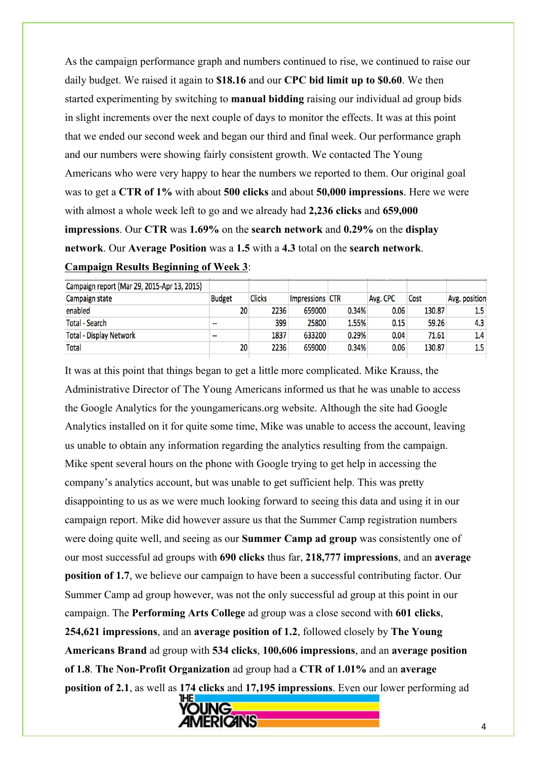As the campaign performance graph and numbers continued to rise, we continued to raise our daily budget. We raised it again to **$18.16** and our **CPC bid limit up to $0.60**. We then started experimenting by switching to **manual bidding** raising our individual ad group bids in slight increments over the next couple of days to monitor the effects. It was at this point that we ended our second week and began our third and final week. Our performance graph and our numbers were showing fairly consistent growth. We contacted The Young Americans who were very happy to hear the numbers we reported to them. Our original goal was to get a **CTR of 1%** with about **500 clicks** and about **50,000 impressions**. Here we were with almost a whole week left to go and we already had **2,236 clicks** and **659,000 impressions**. Our **CTR** was **1.69%** on the **search network** and **0.29%** on the **display network**. Our **Average Position** was a **1.5** with a **4.3** total on the **search network**.

**Campaign Results Beginning of Week 3**:

| Campaign report (Mar 29, 2015-Apr 13, 2015) | | | | | | | |
|---|---|---|---|---|---|---|---|
| Campaign state | Budget | Clicks | Impressions | CTR | Avg. CPC | Cost | Avg. position |
| enabled | 20 | 2236 | 659000 | 0.34% | 0.06 | 130.87 | 1.5 |
| Total - Search | -- | 399 | 25800 | 1.55% | 0.15 | 59.26 | 4.3 |
| Total - Display Network | -- | 1837 | 633200 | 0.29% | 0.04 | 71.61 | 1.4 |
| Total | 20 | 2236 | 659000 | 0.34% | 0.06 | 130.87 | 1.5 |

It was at this point that things began to get a little more complicated. Mike Krauss, the Administrative Director of The Young Americans informed us that he was unable to access the Google Analytics for the youngamericans.org website. Although the site had Google Analytics installed on it for quite some time, Mike was unable to access the account, leaving us unable to obtain any information regarding the analytics resulting from the campaign. Mike spent several hours on the phone with Google trying to get help in accessing the company's analytics account, but was unable to get sufficient help. This was pretty disappointing to us as we were much looking forward to seeing this data and using it in our campaign report. Mike did however assure us that the Summer Camp registration numbers were doing quite well, and seeing as our **Summer Camp ad group** was consistently one of our most successful ad groups with **690 clicks** thus far, **218,777 impressions**, and an **average position of 1.7**, we believe our campaign to have been a successful contributing factor. Our Summer Camp ad group however, was not the only successful ad group at this point in our campaign. The **Performing Arts College** ad group was a close second with **601 clicks**, **254,621 impressions**, and an **average position of 1.2**, followed closely by **The Young Americans Brand** ad group with **534 clicks**, **100,606 impressions**, and an **average position of 1.8**. **The Non-Profit Organization** ad group had a **CTR of 1.01%** and an **average position of 2.1**, as well as **174 clicks** and **17,195 impressions**. Even our lower performing ad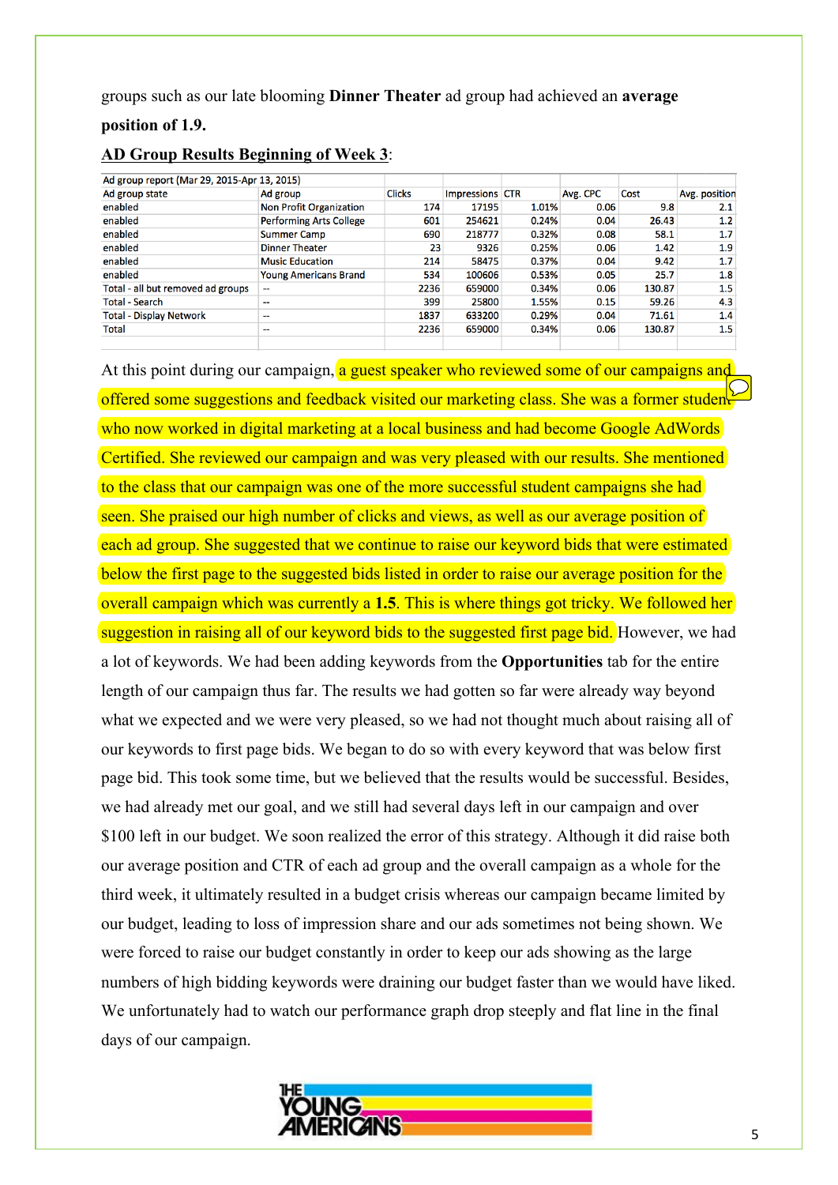groups such as our late blooming **Dinner Theater** ad group had achieved an **average position of 1.9.**

**AD Group Results Beginning of Week 3**:

| Ad group report (Mar 29, 2015-Apr 13, 2015) | | | | | | | |
|---|---|---|---|---|---|---|---|
| Ad group state | Ad group | Clicks | Impressions | CTR | Avg. CPC | Cost | Avg. position |
| enabled | Non Profit Organization | 174 | 17195 | 1.01% | 0.06 | 9.8 | 2.1 |
| enabled | Performing Arts College | 601 | 254621 | 0.24% | 0.04 | 26.43 | 1.2 |
| enabled | Summer Camp | 690 | 218777 | 0.32% | 0.08 | 58.1 | 1.7 |
| enabled | Dinner Theater | 23 | 9326 | 0.25% | 0.06 | 1.42 | 1.9 |
| enabled | Music Education | 214 | 58475 | 0.37% | 0.04 | 9.42 | 1.7 |
| enabled | Young Americans Brand | 534 | 100606 | 0.53% | 0.05 | 25.7 | 1.8 |
| Total - all but removed ad groups | -- | 2236 | 659000 | 0.34% | 0.06 | 130.87 | 1.5 |
| Total - Search | -- | 399 | 25800 | 1.55% | 0.15 | 59.26 | 4.3 |
| Total - Display Network | -- | 1837 | 633200 | 0.29% | 0.04 | 71.61 | 1.4 |
| Total | -- | 2236 | 659000 | 0.34% | 0.06 | 130.87 | 1.5 |

At this point during our campaign, a guest speaker who reviewed some of our campaigns and offered some suggestions and feedback visited our marketing class. She was a former student who now worked in digital marketing at a local business and had become Google AdWords Certified. She reviewed our campaign and was very pleased with our results. She mentioned to the class that our campaign was one of the more successful student campaigns she had seen. She praised our high number of clicks and views, as well as our average position of each ad group. She suggested that we continue to raise our keyword bids that were estimated below the first page to the suggested bids listed in order to raise our average position for the overall campaign which was currently a **1.5**. This is where things got tricky. We followed her suggestion in raising all of our keyword bids to the suggested first page bid. However, we had a lot of keywords. We had been adding keywords from the **Opportunities** tab for the entire length of our campaign thus far. The results we had gotten so far were already way beyond what we expected and we were very pleased, so we had not thought much about raising all of our keywords to first page bids. We began to do so with every keyword that was below first page bid. This took some time, but we believed that the results would be successful. Besides, we had already met our goal, and we still had several days left in our campaign and over $100 left in our budget. We soon realized the error of this strategy. Although it did raise both our average position and CTR of each ad group and the overall campaign as a whole for the third week, it ultimately resulted in a budget crisis whereas our campaign became limited by our budget, leading to loss of impression share and our ads sometimes not being shown. We were forced to raise our budget constantly in order to keep our ads showing as the large numbers of high bidding keywords were draining our budget faster than we would have liked. We unfortunately had to watch our performance graph drop steeply and flat line in the final days of our campaign.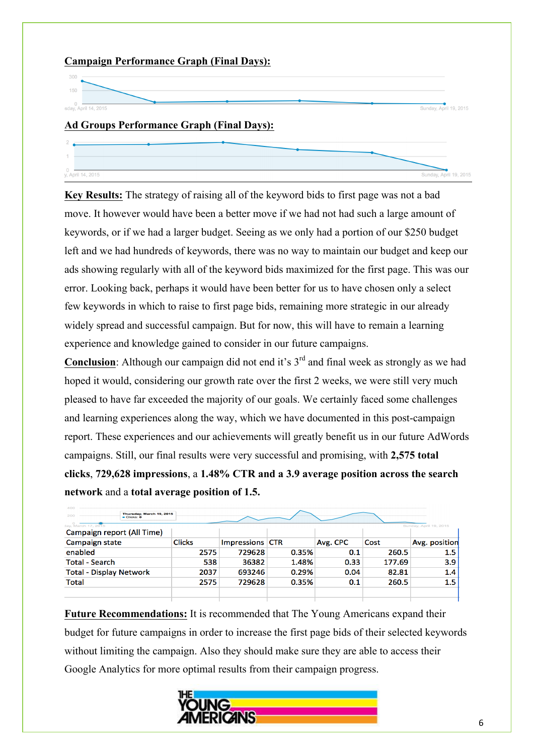**Campaign Performance Graph (Final Days):**

**Ad Groups Performance Graph (Final Days):**

**Key Results:** The strategy of raising all of the keyword bids to first page was not a bad move. It however would have been a better move if we had not had such a large amount of keywords, or if we had a larger budget. Seeing as we only had a portion of our $250 budget left and we had hundreds of keywords, there was no way to maintain our budget and keep our ads showing regularly with all of the keyword bids maximized for the first page. This was our error. Looking back, perhaps it would have been better for us to have chosen only a select few keywords in which to raise to first page bids, remaining more strategic in our already widely spread and successful campaign. But for now, this will have to remain a learning experience and knowledge gained to consider in our future campaigns.

**Conclusion**: Although our campaign did not end it's 3rd and final week as strongly as we had hoped it would, considering our growth rate over the first 2 weeks, we were still very much pleased to have far exceeded the majority of our goals. We certainly faced some challenges and learning experiences along the way, which we have documented in this post-campaign report. These experiences and our achievements will greatly benefit us in our future AdWords campaigns. Still, our final results were very successful and promising, with **2,575 total clicks**, **729,628 impressions**, a **1.48% CTR and a 3.9 average position across the search network** and a **total average position of 1.5.**

| Campaign report (All Time) | | | | | | |
|---|---|---|---|---|---|---|
| Campaign state | Clicks | Impressions | CTR | Avg. CPC | Cost | Avg. position |
| enabled | 2575 | 729628 | 0.35% | 0.1 | 260.5 | 1.5 |
| Total - Search | 538 | 36382 | 1.48% | 0.33 | 177.69 | 3.9 |
| Total - Display Network | 2037 | 693246 | 0.29% | 0.04 | 82.81 | 1.4 |
| Total | 2575 | 729628 | 0.35% | 0.1 | 260.5 | 1.5 |

**Future Recommendations:** It is recommended that The Young Americans expand their budget for future campaigns in order to increase the first page bids of their selected keywords without limiting the campaign. Also they should make sure they are able to access their Google Analytics for more optimal results from their campaign progress.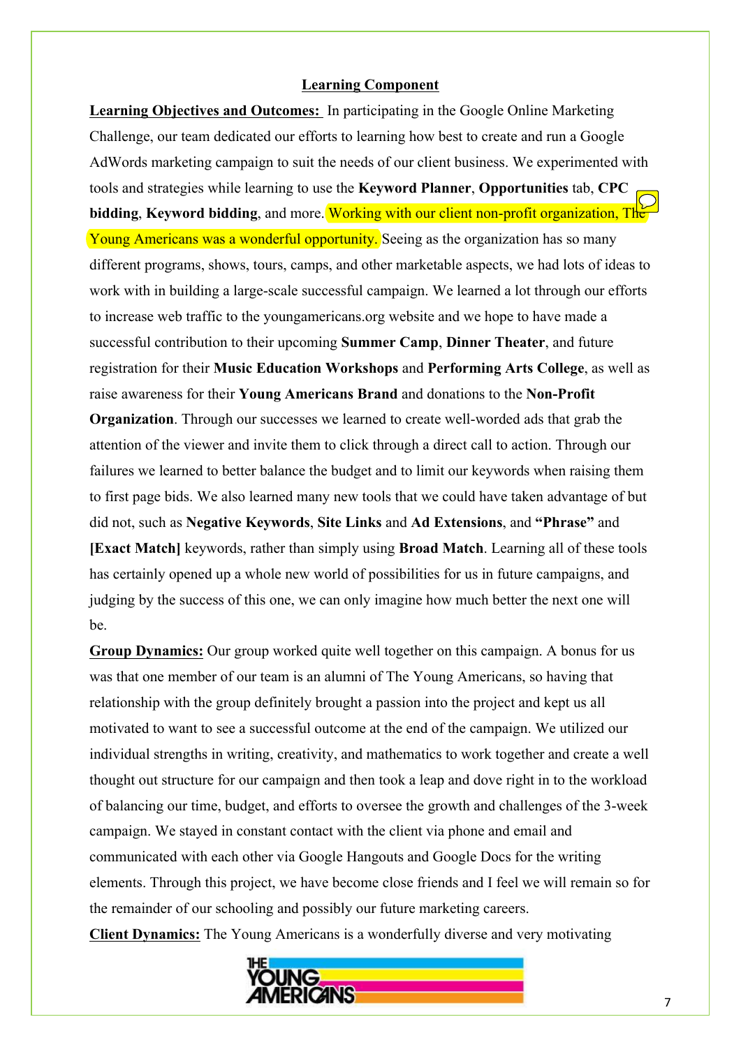## Learning Component

**Learning Objectives and Outcomes:** In participating in the Google Online Marketing Challenge, our team dedicated our efforts to learning how best to create and run a Google AdWords marketing campaign to suit the needs of our client business. We experimented with tools and strategies while learning to use the **Keyword Planner**, **Opportunities** tab, **CPC bidding**, **Keyword bidding**, and more. Working with our client non-profit organization, The Young Americans was a wonderful opportunity. Seeing as the organization has so many different programs, shows, tours, camps, and other marketable aspects, we had lots of ideas to work with in building a large-scale successful campaign. We learned a lot through our efforts to increase web traffic to the youngamericans.org website and we hope to have made a successful contribution to their upcoming **Summer Camp**, **Dinner Theater**, and future registration for their **Music Education Workshops** and **Performing Arts College**, as well as raise awareness for their **Young Americans Brand** and donations to the **Non-Profit Organization**. Through our successes we learned to create well-worded ads that grab the attention of the viewer and invite them to click through a direct call to action. Through our failures we learned to better balance the budget and to limit our keywords when raising them to first page bids. We also learned many new tools that we could have taken advantage of but did not, such as **Negative Keywords**, **Site Links** and **Ad Extensions**, and **"Phrase"** and **[Exact Match]** keywords, rather than simply using **Broad Match**. Learning all of these tools has certainly opened up a whole new world of possibilities for us in future campaigns, and judging by the success of this one, we can only imagine how much better the next one will be.

**Group Dynamics:** Our group worked quite well together on this campaign. A bonus for us was that one member of our team is an alumni of The Young Americans, so having that relationship with the group definitely brought a passion into the project and kept us all motivated to want to see a successful outcome at the end of the campaign. We utilized our individual strengths in writing, creativity, and mathematics to work together and create a well thought out structure for our campaign and then took a leap and dove right in to the workload of balancing our time, budget, and efforts to oversee the growth and challenges of the 3-week campaign. We stayed in constant contact with the client via phone and email and communicated with each other via Google Hangouts and Google Docs for the writing elements. Through this project, we have become close friends and I feel we will remain so for the remainder of our schooling and possibly our future marketing careers.

**Client Dynamics:** The Young Americans is a wonderfully diverse and very motivating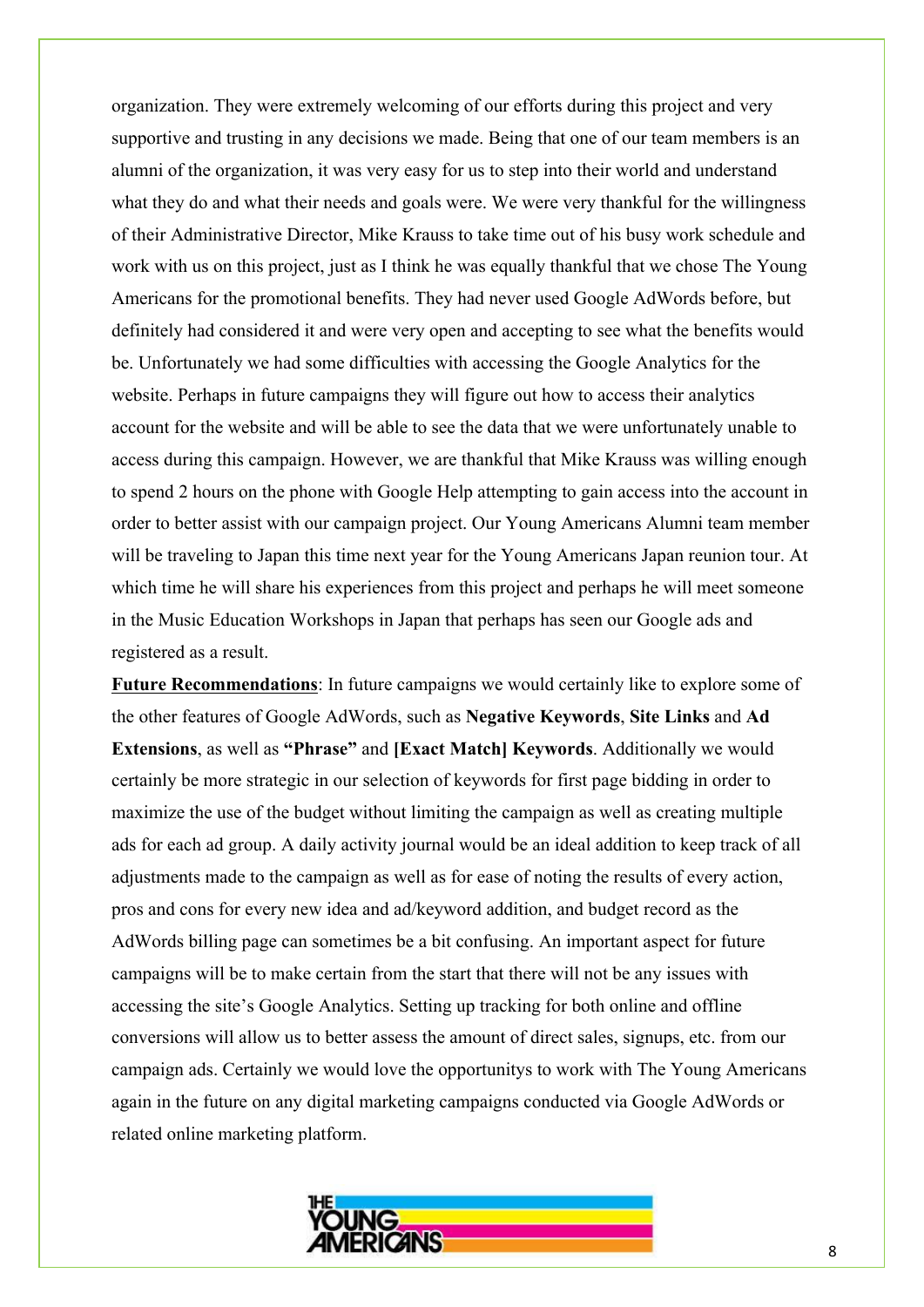organization. They were extremely welcoming of our efforts during this project and very supportive and trusting in any decisions we made. Being that one of our team members is an alumni of the organization, it was very easy for us to step into their world and understand what they do and what their needs and goals were. We were very thankful for the willingness of their Administrative Director, Mike Krauss to take time out of his busy work schedule and work with us on this project, just as I think he was equally thankful that we chose The Young Americans for the promotional benefits. They had never used Google AdWords before, but definitely had considered it and were very open and accepting to see what the benefits would be. Unfortunately we had some difficulties with accessing the Google Analytics for the website. Perhaps in future campaigns they will figure out how to access their analytics account for the website and will be able to see the data that we were unfortunately unable to access during this campaign. However, we are thankful that Mike Krauss was willing enough to spend 2 hours on the phone with Google Help attempting to gain access into the account in order to better assist with our campaign project. Our Young Americans Alumni team member will be traveling to Japan this time next year for the Young Americans Japan reunion tour. At which time he will share his experiences from this project and perhaps he will meet someone in the Music Education Workshops in Japan that perhaps has seen our Google ads and registered as a result.

**Future Recommendations**: In future campaigns we would certainly like to explore some of the other features of Google AdWords, such as **Negative Keywords**, **Site Links** and **Ad Extensions**, as well as **"Phrase"** and **[Exact Match] Keywords**. Additionally we would certainly be more strategic in our selection of keywords for first page bidding in order to maximize the use of the budget without limiting the campaign as well as creating multiple ads for each ad group. A daily activity journal would be an ideal addition to keep track of all adjustments made to the campaign as well as for ease of noting the results of every action, pros and cons for every new idea and ad/keyword addition, and budget record as the AdWords billing page can sometimes be a bit confusing. An important aspect for future campaigns will be to make certain from the start that there will not be any issues with accessing the site's Google Analytics. Setting up tracking for both online and offline conversions will allow us to better assess the amount of direct sales, signups, etc. from our campaign ads. Certainly we would love the opportunitys to work with The Young Americans again in the future on any digital marketing campaigns conducted via Google AdWords or related online marketing platform.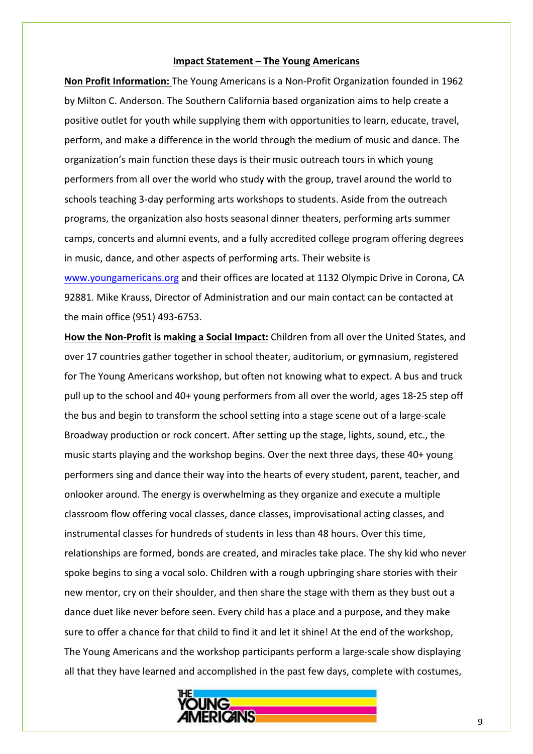## Impact Statement – The Young Americans

**Non Profit Information:** The Young Americans is a Non-Profit Organization founded in 1962 by Milton C. Anderson. The Southern California based organization aims to help create a positive outlet for youth while supplying them with opportunities to learn, educate, travel, perform, and make a difference in the world through the medium of music and dance. The organization's main function these days is their music outreach tours in which young performers from all over the world who study with the group, travel around the world to schools teaching 3-day performing arts workshops to students. Aside from the outreach programs, the organization also hosts seasonal dinner theaters, performing arts summer camps, concerts and alumni events, and a fully accredited college program offering degrees in music, dance, and other aspects of performing arts. Their website is www.youngamericans.org and their offices are located at 1132 Olympic Drive in Corona, CA 92881. Mike Krauss, Director of Administration and our main contact can be contacted at the main office (951) 493-6753.

**How the Non-Profit is making a Social Impact:** Children from all over the United States, and over 17 countries gather together in school theater, auditorium, or gymnasium, registered for The Young Americans workshop, but often not knowing what to expect. A bus and truck pull up to the school and 40+ young performers from all over the world, ages 18-25 step off the bus and begin to transform the school setting into a stage scene out of a large-scale Broadway production or rock concert. After setting up the stage, lights, sound, etc., the music starts playing and the workshop begins. Over the next three days, these 40+ young performers sing and dance their way into the hearts of every student, parent, teacher, and onlooker around. The energy is overwhelming as they organize and execute a multiple classroom flow offering vocal classes, dance classes, improvisational acting classes, and instrumental classes for hundreds of students in less than 48 hours. Over this time, relationships are formed, bonds are created, and miracles take place. The shy kid who never spoke begins to sing a vocal solo. Children with a rough upbringing share stories with their new mentor, cry on their shoulder, and then share the stage with them as they bust out a dance duet like never before seen. Every child has a place and a purpose, and they make sure to offer a chance for that child to find it and let it shine! At the end of the workshop, The Young Americans and the workshop participants perform a large-scale show displaying all that they have learned and accomplished in the past few days, complete with costumes,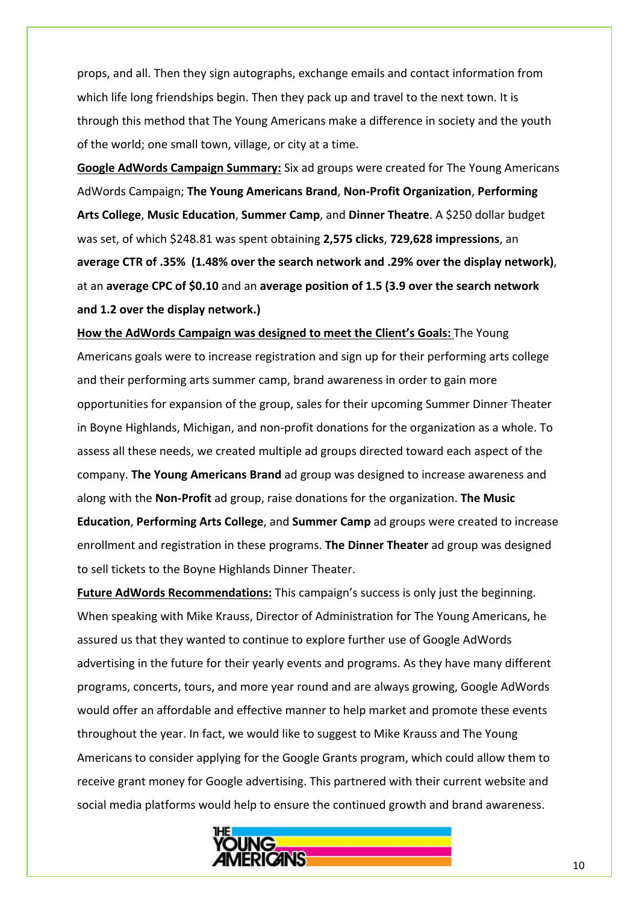props, and all. Then they sign autographs, exchange emails and contact information from which life long friendships begin. Then they pack up and travel to the next town. It is through this method that The Young Americans make a difference in society and the youth of the world; one small town, village, or city at a time.

**Google AdWords Campaign Summary:** Six ad groups were created for The Young Americans AdWords Campaign; **The Young Americans Brand**, **Non-Profit Organization**, **Performing Arts College**, **Music Education**, **Summer Camp**, and **Dinner Theatre**. A $250 dollar budget was set, of which $248.81 was spent obtaining **2,575 clicks**, **729,628 impressions**, an **average CTR of .35% (1.48% over the search network and .29% over the display network)**, at an **average CPC of $0.10** and an **average position of 1.5 (3.9 over the search network and 1.2 over the display network.)**

**How the AdWords Campaign was designed to meet the Client's Goals:** The Young Americans goals were to increase registration and sign up for their performing arts college and their performing arts summer camp, brand awareness in order to gain more opportunities for expansion of the group, sales for their upcoming Summer Dinner Theater in Boyne Highlands, Michigan, and non-profit donations for the organization as a whole. To assess all these needs, we created multiple ad groups directed toward each aspect of the company. **The Young Americans Brand** ad group was designed to increase awareness and along with the **Non-Profit** ad group, raise donations for the organization. **The Music Education**, **Performing Arts College**, and **Summer Camp** ad groups were created to increase enrollment and registration in these programs. **The Dinner Theater** ad group was designed to sell tickets to the Boyne Highlands Dinner Theater.

**Future AdWords Recommendations:** This campaign's success is only just the beginning. When speaking with Mike Krauss, Director of Administration for The Young Americans, he assured us that they wanted to continue to explore further use of Google AdWords advertising in the future for their yearly events and programs. As they have many different programs, concerts, tours, and more year round and are always growing, Google AdWords would offer an affordable and effective manner to help market and promote these events throughout the year. In fact, we would like to suggest to Mike Krauss and The Young Americans to consider applying for the Google Grants program, which could allow them to receive grant money for Google advertising. This partnered with their current website and social media platforms would help to ensure the continued growth and brand awareness.